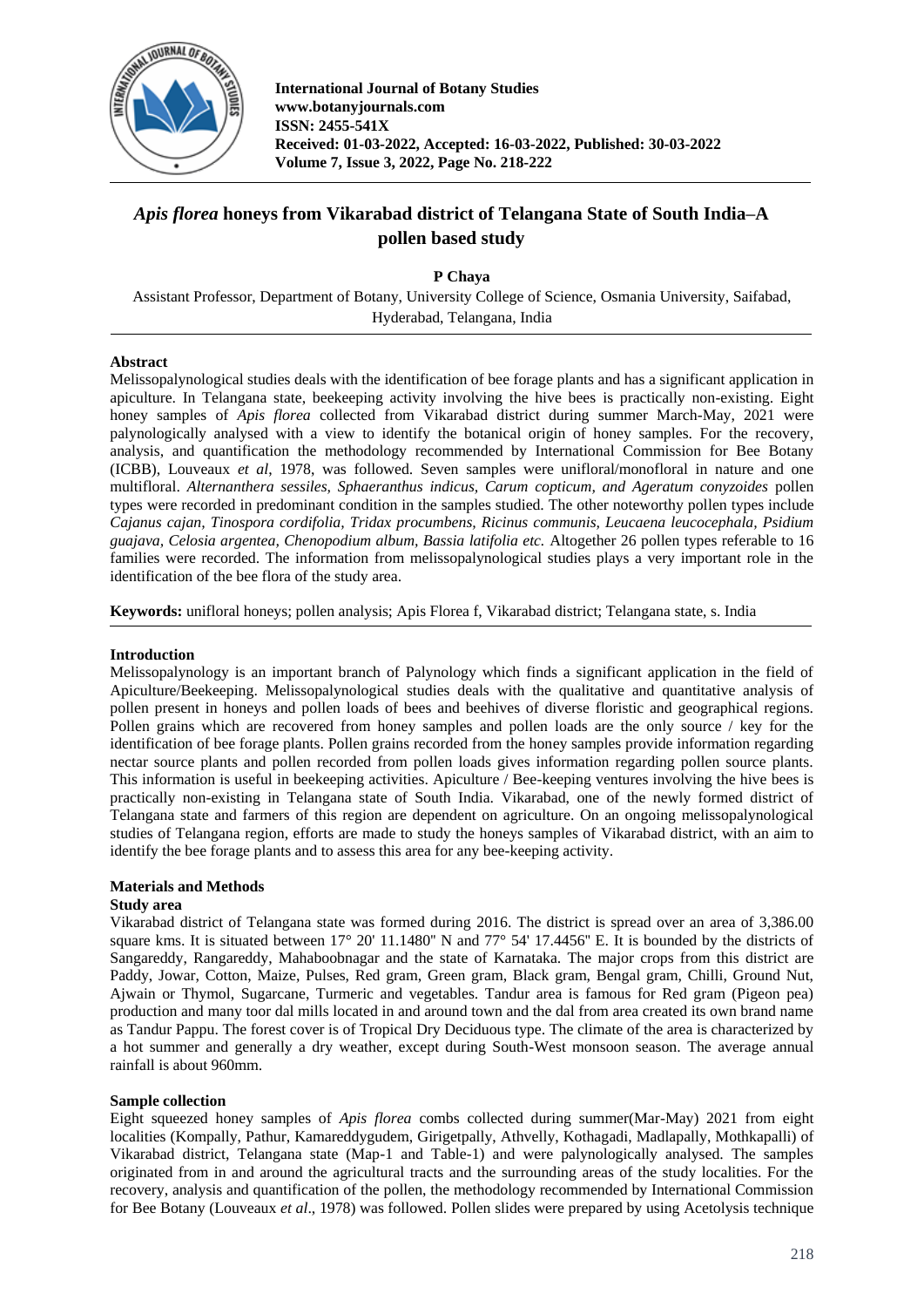# *Apis florea* honeys from Vikarabad district of Telangana State of South India–A pollen based study

**P Chaya**

Assistant Professor, Department of Botany, University College of Science, Osmania University, Saifabad, Hyderabad, Telangana, India

## Abstract

Melissopalynological studies deals with the identification of bee forage plants and has a significant application in apiculture. In Telangana state, beekeeping activity involving the hive bees is practically non-existing. Eight honey samples of *Apis florea* collected from Vikarabad district during summer March-May, 2021 were palynologically analysed with a view to identify the botanical origin of honey samples. For the recovery, analysis, and quantification the methodology recommended by International Commission for Bee Botany (ICBB), Louveaux *et al*, 1978, was followed. Seven samples were unifloral/monofloral in nature and one multifloral. *Alternanthera sessiles, Sphaeranthus indicus, Carum copticum, and Ageratum conyzoides* pollen types were recorded in predominant condition in the samples studied. The other noteworthy pollen types include *Cajanus cajan, Tinospora cordifolia, Tridax procumbens, Ricinus communis, Leucaena leucocephala, Psidium guajava, Celosia argentea, Chenopodium album, Bassia latifolia etc.* Altogether 26 pollen types referable to 16 families were recorded. The information from melissopalynological studies plays a very important role in the identification of the bee flora of the study area.

**Keywords:** unifloral honeys; pollen analysis; Apis Florea f, Vikarabad district; Telangana state, s. India

## Introduction

Melissopalynology is an important branch of Palynology which finds a significant application in the field of Apiculture/Beekeeping. Melissopalynological studies deals with the qualitative and quantitative analysis of pollen present in honeys and pollen loads of bees and beehives of diverse floristic and geographical regions. Pollen grains which are recovered from honey samples and pollen loads are the only source / key for the identification of bee forage plants. Pollen grains recorded from the honey samples provide information regarding nectar source plants and pollen recorded from pollen loads gives information regarding pollen source plants. This information is useful in beekeeping activities. Apiculture / Bee-keeping ventures involving the hive bees is practically non-existing in Telangana state of South India. Vikarabad, one of the newly formed district of Telangana state and farmers of this region are dependent on agriculture. On an ongoing melissopalynological studies of Telangana region, efforts are made to study the honeys samples of Vikarabad district, with an aim to identify the bee forage plants and to assess this area for any bee-keeping activity.

## Materials and Methods

### Study area

Vikarabad district of Telangana state was formed during 2016. The district is spread over an area of 3,386.00 square kms. It is situated between 17° 20' 11.1480" N and 77° 54' 17.4456" E. It is bounded by the districts of Sangareddy, Rangareddy, Mahaboobnagar and the state of Karnataka. The major crops from this district are Paddy, Jowar, Cotton, Maize, Pulses, Red gram, Green gram, Black gram, Bengal gram, Chilli, Ground Nut, Ajwain or Thymol, Sugarcane, Turmeric and vegetables. Tandur area is famous for Red gram (Pigeon pea) production and many toor dal mills located in and around town and the dal from area created its own brand name as Tandur Pappu. The forest cover is of Tropical Dry Deciduous type. The climate of the area is characterized by a hot summer and generally a dry weather, except during South-West monsoon season. The average annual rainfall is about 960mm.

### Sample collection

Eight squeezed honey samples of *Apis florea* combs collected during summer(Mar-May) 2021 from eight localities (Kompally, Pathur, Kamareddygudem, Girigetpally, Athvelly, Kothagadi, Madlapally, Mothkapalli) of Vikarabad district, Telangana state (Map-1 and Table-1) and were palynologically analysed. The samples originated from in and around the agricultural tracts and the surrounding areas of the study localities. For the recovery, analysis and quantification of the pollen, the methodology recommended by International Commission for Bee Botany (Louveaux *et al*., 1978) was followed. Pollen slides were prepared by using Acetolysis technique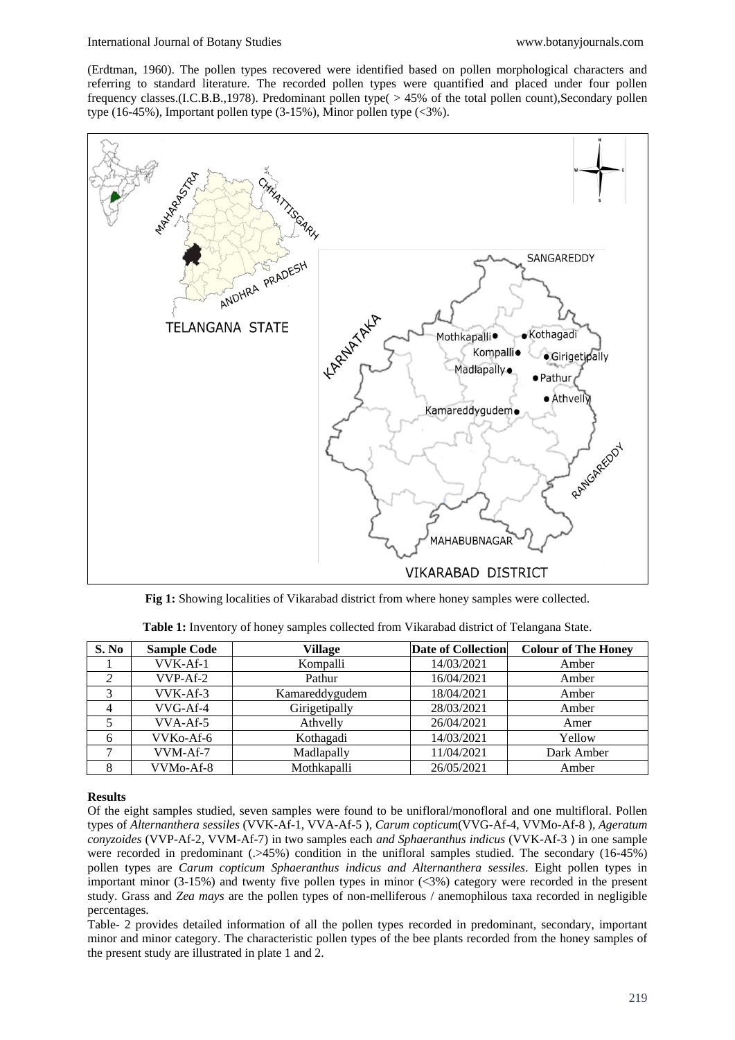(Erdtman, 1960). The pollen types recovered were identified based on pollen morphological characters and referring to standard literature. The recorded pollen types were quantified and placed under four pollen frequency classes.(I.C.B.B.,1978). Predominant pollen type( > 45% of the total pollen count),Secondary pollen type (16-45%), Important pollen type (3-15%), Minor pollen type (<3%).

**Fig 1:** Showing localities of Vikarabad district from where honey samples were collected.

**Table 1:** Inventory of honey samples collected from Vikarabad district of Telangana State.

| S. No | Sample Code | Village | Date of Collection | Colour of The Honey |
|---|---|---|---|---|
| 1 | VVK-Af-1 | Kompalli | 14/03/2021 | Amber |
| *2* | VVP-Af-2 | Pathur | 16/04/2021 | Amber |
| 3 | VVK-Af-3 | Kamareddygudem | 18/04/2021 | Amber |
| 4 | VVG-Af-4 | Girigetipally | 28/03/2021 | Amber |
| 5 | VVA-Af-5 | Athvelly | 26/04/2021 | Amer |
| 6 | VVKo-Af-6 | Kothagadi | 14/03/2021 | Yellow |
| 7 | VVM-Af-7 | Madlapally | 11/04/2021 | Dark Amber |
| 8 | VVMo-Af-8 | Mothkapalli | 26/05/2021 | Amber |

## Results

Of the eight samples studied, seven samples were found to be unifloral/monofloral and one multifloral. Pollen types of *Alternanthera sessiles* (VVK-Af-1, VVA-Af-5 ), *Carum copticum*(VVG-Af-4, VVMo-Af-8 ), *Ageratum conyzoides* (VVP-Af-2, VVM-Af-7) in two samples each *and Sphaeranthus indicus* (VVK-Af-3 ) in one sample were recorded in predominant (.>45%) condition in the unifloral samples studied. The secondary (16-45%) pollen types are *Carum copticum Sphaeranthus indicus and Alternanthera sessiles*. Eight pollen types in important minor (3-15%) and twenty five pollen types in minor (<3%) category were recorded in the present study. Grass and *Zea mays* are the pollen types of non-melliferous / anemophilous taxa recorded in negligible percentages.

Table- 2 provides detailed information of all the pollen types recorded in predominant, secondary, important minor and minor category. The characteristic pollen types of the bee plants recorded from the honey samples of the present study are illustrated in plate 1 and 2.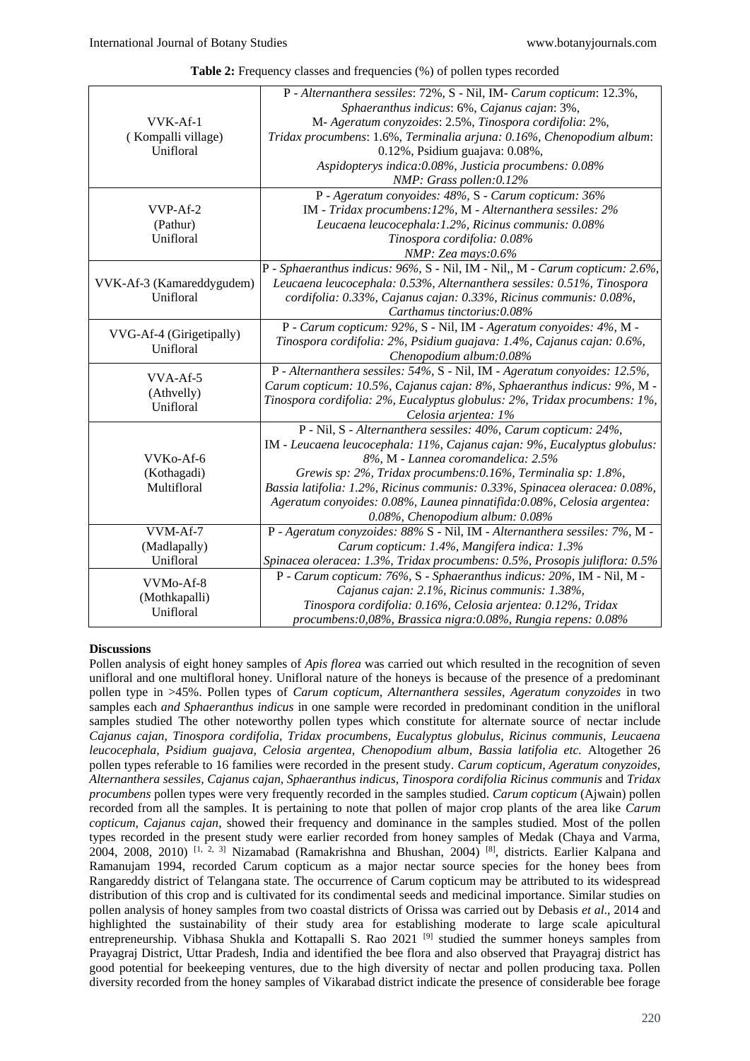**Table 2:** Frequency classes and frequencies (%) of pollen types recorded

| | |
|---|---|
| VVK-Af-1 (Kompalli village) Unifloral | P - *Alternanthera sessiles*: 72%, S - Nil, IM- *Carum copticum*: 12.3%, *Sphaeranthus indicus*: 6%, *Cajanus cajan*: 3%, M- *Ageratum conyzoides*: 2.5%, *Tinospora cordifolia*: 2%, *Tridax procumbens*: 1.6%, *Terminalia arjuna: 0.16%, Chenopodium album*: 0.12%, Psidium guajava: 0.08%, *Aspidopterys indica:0.08%, Justicia procumbens: 0.08%* *NMP: Grass pollen:0.12%* |
| VVP-Af-2 (Pathur) Unifloral | P - *Ageratum conyoides: 48%,* S - *Carum copticum: 36%* IM - *Tridax procumbens:12%,* M - *Alternanthera sessiles: 2%* *Leucaena leucocephala:1.2%, Ricinus communis: 0.08%* *Tinospora cordifolia: 0.08%* *NMP: Zea mays:0.6%* |
| VVK-Af-3 (Kamareddygudem) Unifloral | P - *Sphaeranthus indicus: 96%,* S - Nil, IM - Nil,, M - *Carum copticum: 2.6%, Leucaena leucocephala: 0.53%, Alternanthera sessiles: 0.51%, Tinospora cordifolia: 0.33%, Cajanus cajan: 0.33%, Ricinus communis: 0.08%, Carthamus tinctorius:0.08%* |
| VVG-Af-4 (Girigetipally) Unifloral | P - *Carum copticum: 92%,* S - Nil, IM - *Ageratum conyoides: 4%,* M - *Tinospora cordifolia: 2%, Psidium guajava: 1.4%, Cajanus cajan: 0.6%, Chenopodium album:0.08%* |
| VVA-Af-5 (Athvelly) Unifloral | P - *Alternanthera sessiles: 54%,* S - Nil, IM - *Ageratum conyoides: 12.5%, Carum copticum: 10.5%, Cajanus cajan: 8%, Sphaeranthus indicus: 9%,* M - *Tinospora cordifolia: 2%, Eucalyptus globulus: 2%, Tridax procumbens: 1%, Celosia arjentea: 1%* |
| VVKo-Af-6 (Kothagadi) Multifloral | P - Nil, S - *Alternanthera sessiles: 40%, Carum copticum: 24%,* IM - *Leucaena leucocephala: 11%, Cajanus cajan: 9%, Eucalyptus globulus: 8%,* M - *Lannea coromandelica: 2.5%* *Grewis sp: 2%, Tridax procumbens:0.16%, Terminalia sp: 1.8%, Bassia latifolia: 1.2%, Ricinus communis: 0.33%, Spinacea oleracea: 0.08%, Ageratum conyoides: 0.08%, Launea pinnatifida:0.08%, Celosia argentea: 0.08%, Chenopodium album: 0.08%* |
| VVM-Af-7 (Madlapally) Unifloral | P - *Ageratum conyzoides: 88%* S - Nil, IM - *Alternanthera sessiles: 7%,* M - *Carum copticum: 1.4%, Mangifera indica: 1.3%* *Spinacea oleracea: 1.3%, Tridax procumbens: 0.5%, Prosopis juliflora: 0.5%* |
| VVMo-Af-8 (Mothkapalli) Unifloral | P - *Carum copticum: 76%,* S - *Sphaeranthus indicus: 20%,* IM - Nil, M - *Cajanus cajan: 2.1%, Ricinus communis: 1.38%, Tinospora cordifolia: 0.16%, Celosia arjentea: 0.12%, Tridax procumbens:0,08%, Brassica nigra:0.08%, Rungia repens: 0.08%* |

## Discussions

Pollen analysis of eight honey samples of *Apis florea* was carried out which resulted in the recognition of seven unifloral and one multifloral honey. Unifloral nature of the honeys is because of the presence of a predominant pollen type in >45%. Pollen types of *Carum copticum, Alternanthera sessiles, Ageratum conyzoides* in two samples each *and Sphaeranthus indicus* in one sample were recorded in predominant condition in the unifloral samples studied The other noteworthy pollen types which constitute for alternate source of nectar include *Cajanus cajan, Tinospora cordifolia, Tridax procumbens, Eucalyptus globulus, Ricinus communis, Leucaena leucocephala, Psidium guajava, Celosia argentea, Chenopodium album, Bassia latifolia etc.* Altogether 26 pollen types referable to 16 families were recorded in the present study. *Carum copticum, Ageratum conyzoides, Alternanthera sessiles, Cajanus cajan, Sphaeranthus indicus, Tinospora cordifolia Ricinus communis* and *Tridax procumbens* pollen types were very frequently recorded in the samples studied. *Carum copticum* (Ajwain) pollen recorded from all the samples. It is pertaining to note that pollen of major crop plants of the area like *Carum copticum, Cajanus cajan*, showed their frequency and dominance in the samples studied. Most of the pollen types recorded in the present study were earlier recorded from honey samples of Medak (Chaya and Varma, 2004, 2008, 2010) [1, 2, 3] Nizamabad (Ramakrishna and Bhushan, 2004) [8], districts. Earlier Kalpana and Ramanujam 1994, recorded Carum copticum as a major nectar source species for the honey bees from Rangareddy district of Telangana state. The occurrence of Carum copticum may be attributed to its widespread distribution of this crop and is cultivated for its condimental seeds and medicinal importance. Similar studies on pollen analysis of honey samples from two coastal districts of Orissa was carried out by Debasis *et al*., 2014 and highlighted the sustainability of their study area for establishing moderate to large scale apicultural entrepreneurship. Vibhasa Shukla and Kottapalli S. Rao 2021 [9] studied the summer honeys samples from Prayagraj District, Uttar Pradesh, India and identified the bee flora and also observed that Prayagraj district has good potential for beekeeping ventures, due to the high diversity of nectar and pollen producing taxa. Pollen diversity recorded from the honey samples of Vikarabad district indicate the presence of considerable bee forage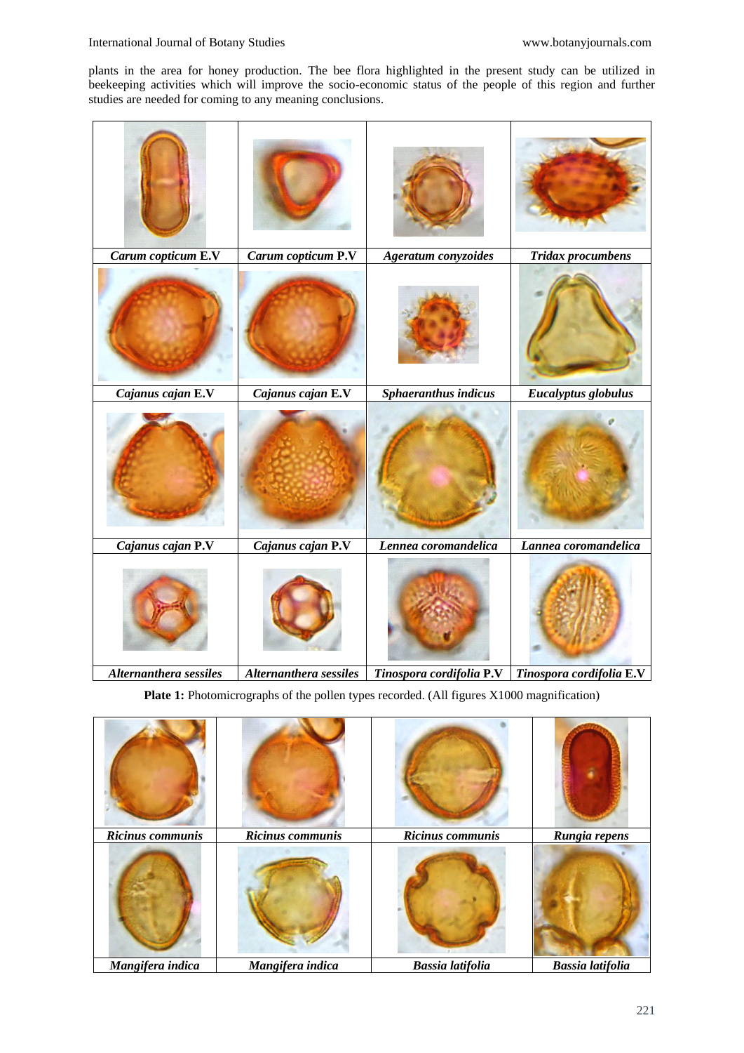plants in the area for honey production. The bee flora highlighted in the present study can be utilized in beekeeping activities which will improve the socio-economic status of the people of this region and further studies are needed for coming to any meaning conclusions.

| | | | |
|---|---|---|---|
| ***Carum copticum* E.V** | ***Carum copticum* P.V** | ***Ageratum conyzoides*** | ***Tridax procumbens*** |
| ***Cajanus cajan* E.V** | ***Cajanus cajan* E.V** | ***Sphaeranthus indicus*** | ***Eucalyptus globulus*** |
| ***Cajanus cajan* P.V** | ***Cajanus cajan* P.V** | ***Lennea coromandelica*** | ***Lannea coromandelica*** |
| ***Alternanthera sessiles*** | ***Alternanthera sessiles*** | ***Tinospora cordifolia* P.V** | ***Tinospora cordifolia* E.V** |

**Plate 1:** Photomicrographs of the pollen types recorded. (All figures X1000 magnification)

| | | | |
|---|---|---|---|
| ***Ricinus communis*** | ***Ricinus communis*** | ***Ricinus communis*** | ***Rungia repens*** |
| ***Mangifera indica*** | ***Mangifera indica*** | ***Bassia latifolia*** | ***Bassia latifolia*** |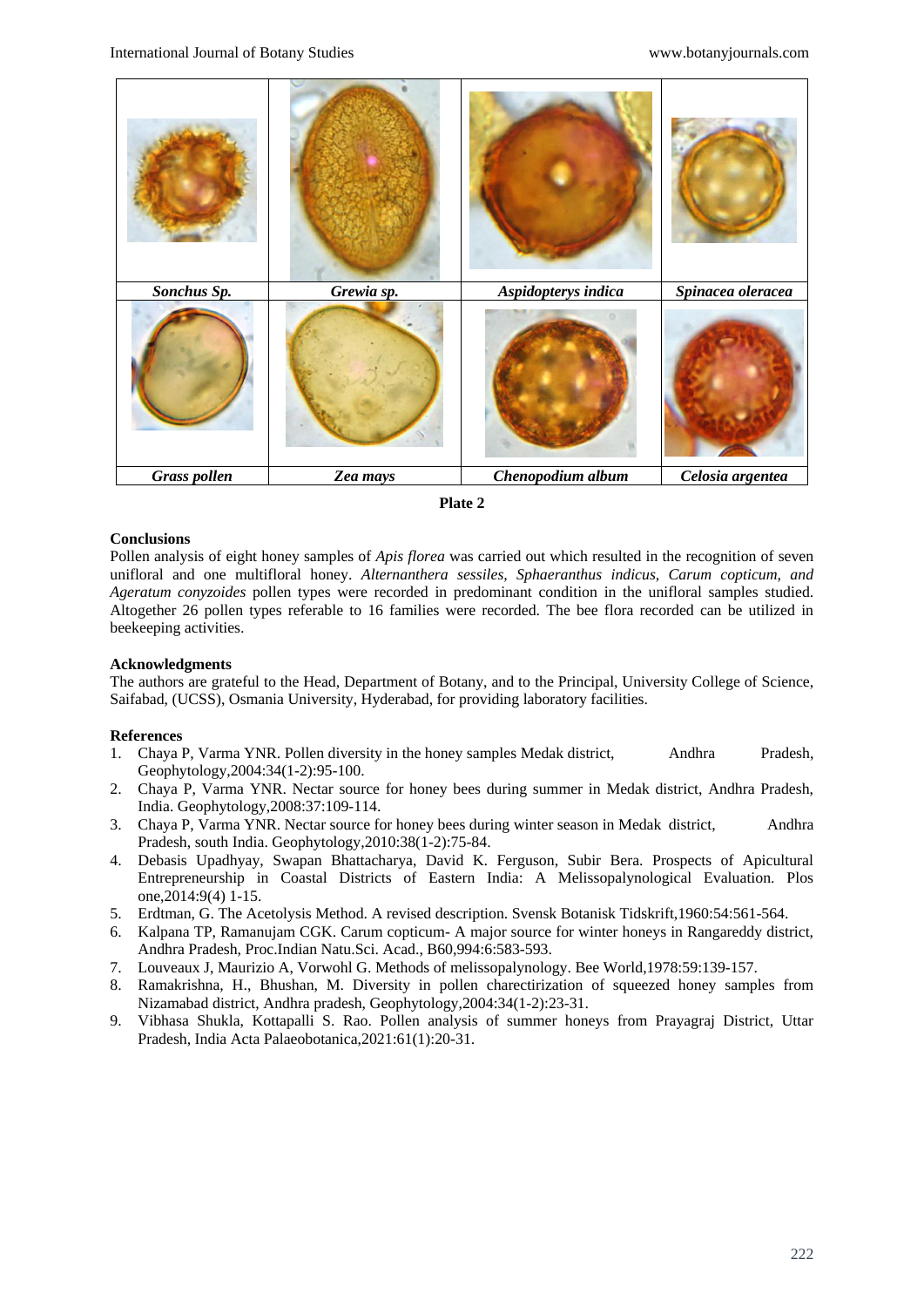| | | | |
|---|---|---|---|
| ***Sonchus Sp.*** | ***Grewia sp.*** | ***Aspidopterys indica*** | ***Spinacea oleracea*** |
| ***Grass pollen*** | ***Zea mays*** | ***Chenopodium album*** | ***Celosia argentea*** |

**Plate 2**

## Conclusions

Pollen analysis of eight honey samples of *Apis florea* was carried out which resulted in the recognition of seven unifloral and one multifloral honey. *Alternanthera sessiles, Sphaeranthus indicus, Carum copticum, and Ageratum conyzoides* pollen types were recorded in predominant condition in the unifloral samples studied. Altogether 26 pollen types referable to 16 families were recorded. The bee flora recorded can be utilized in beekeeping activities.

## Acknowledgments

The authors are grateful to the Head, Department of Botany, and to the Principal, University College of Science, Saifabad, (UCSS), Osmania University, Hyderabad, for providing laboratory facilities.

## References

1. Chaya P, Varma YNR. Pollen diversity in the honey samples Medak district, Andhra Pradesh, Geophytology,2004:34(1-2):95-100.
2. Chaya P, Varma YNR. Nectar source for honey bees during summer in Medak district, Andhra Pradesh, India. Geophytology,2008:37:109-114.
3. Chaya P, Varma YNR. Nectar source for honey bees during winter season in Medak district, Andhra Pradesh, south India. Geophytology,2010:38(1-2):75-84.
4. Debasis Upadhyay, Swapan Bhattacharya, David K. Ferguson, Subir Bera. Prospects of Apicultural Entrepreneurship in Coastal Districts of Eastern India: A Melissopalynological Evaluation. Plos one,2014:9(4) 1-15.
5. Erdtman, G. The Acetolysis Method. A revised description. Svensk Botanisk Tidskrift,1960:54:561-564.
6. Kalpana TP, Ramanujam CGK. Carum copticum- A major source for winter honeys in Rangareddy district, Andhra Pradesh, Proc.Indian Natu.Sci. Acad., B60,994:6:583-593.
7. Louveaux J, Maurizio A, Vorwohl G. Methods of melissopalynology. Bee World,1978:59:139-157.
8. Ramakrishna, H., Bhushan, M. Diversity in pollen charectirization of squeezed honey samples from Nizamabad district, Andhra pradesh, Geophytology,2004:34(1-2):23-31.
9. Vibhasa Shukla, Kottapalli S. Rao. Pollen analysis of summer honeys from Prayagraj District, Uttar Pradesh, India Acta Palaeobotanica,2021:61(1):20-31.